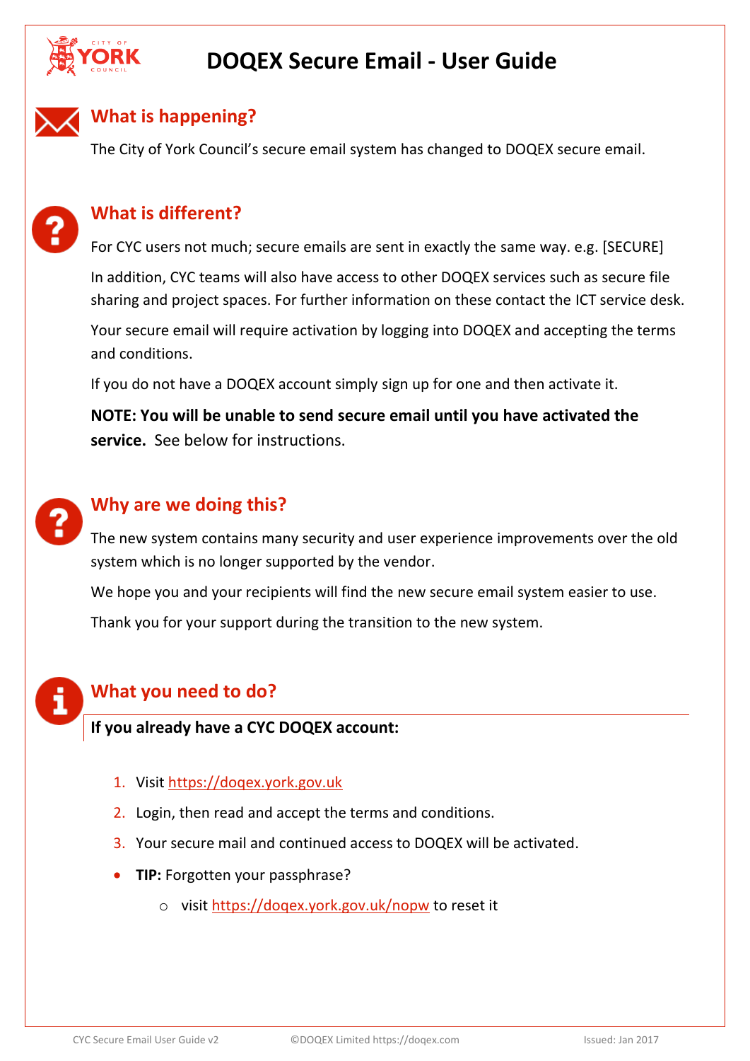# DOQEX Secure Email - User Guide

## What is happening?

The City of York Council's secure email system has changed to DOQEX secure email.

## What is different?

For CYC users not much; secure emails are sent in exactly the same way. e.g. [SECURE]

In addition, CYC teams will also have access to other DOQEX services such as secure file sharing and project spaces. For further information on these contact the ICT service desk.

Your secure email will require activation by logging into DOQEX and accepting the terms and conditions.

If you do not have a DOQEX account simply sign up for one and then activate it.

**NOTE: You will be unable to send secure email until you have activated the service.** See below for instructions.

## Why are we doing this?

The new system contains many security and user experience improvements over the old system which is no longer supported by the vendor.

We hope you and your recipients will find the new secure email system easier to use.

Thank you for your support during the transition to the new system.

## What you need to do?

### If you already have a CYC DOQEX account:

1. Visit https://doqex.york.gov.uk
2. Login, then read and accept the terms and conditions.
3. Your secure mail and continued access to DOQEX will be activated.

- **TIP:** Forgotten your passphrase?
  - visit https://doqex.york.gov.uk/nopw to reset it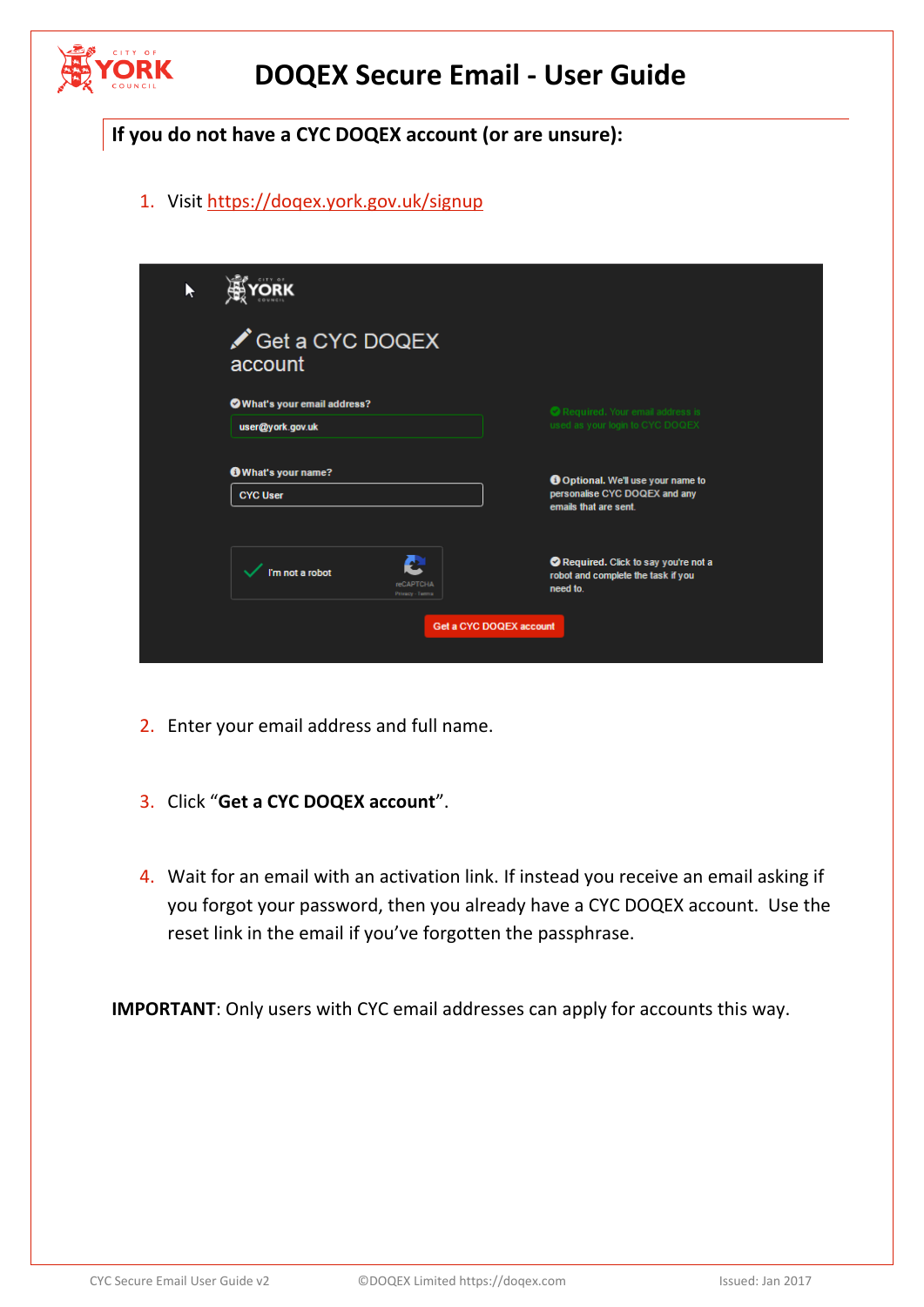# DOQEX Secure Email - User Guide

## If you do not have a CYC DOQEX account (or are unsure):

1. Visit https://doqex.york.gov.uk/signup

2. Enter your email address and full name.

3. Click "**Get a CYC DOQEX account**".

4. Wait for an email with an activation link. If instead you receive an email asking if you forgot your password, then you already have a CYC DOQEX account. Use the reset link in the email if you've forgotten the passphrase.

**IMPORTANT**: Only users with CYC email addresses can apply for accounts this way.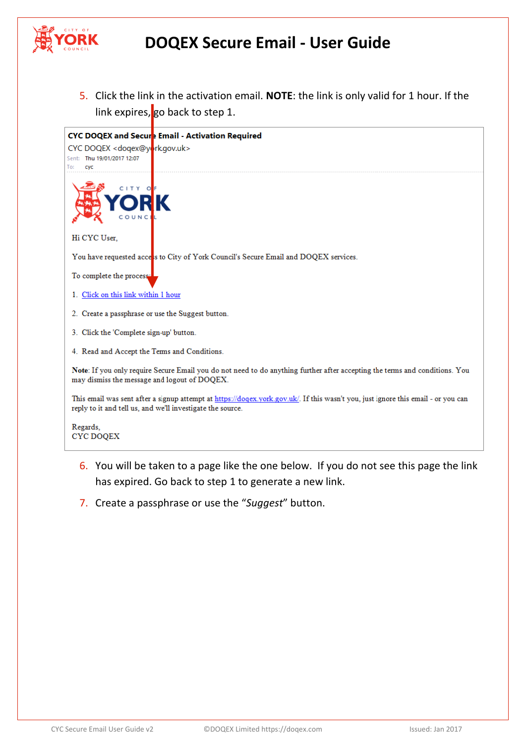# DOQEX Secure Email - User Guide

5. Click the link in the activation email. **NOTE**: the link is only valid for 1 hour. If the link expires, go back to step 1.

**CYC DOQEX and Secure Email - Activation Required**

CYC DOQEX <doqex@york.gov.uk>

Sent: Thu 19/01/2017 12:07

To: cyc

CITY OF YORK COUNCIL

Hi CYC User,

You have requested access to City of York Council's Secure Email and DOQEX services.

To complete the process:

1. Click on this link within 1 hour
2. Create a passphrase or use the Suggest button.
3. Click the 'Complete sign-up' button.
4. Read and Accept the Terms and Conditions.

**Note**: If you only require Secure Email you do not need to do anything further after accepting the terms and conditions. You may dismiss the message and logout of DOQEX.

This email was sent after a signup attempt at https://doqex.york.gov.uk/. If this wasn't you, just ignore this email - or you can reply to it and tell us, and we'll investigate the source.

Regards,
CYC DOQEX

6. You will be taken to a page like the one below. If you do not see this page the link has expired. Go back to step 1 to generate a new link.
7. Create a passphrase or use the "*Suggest*" button.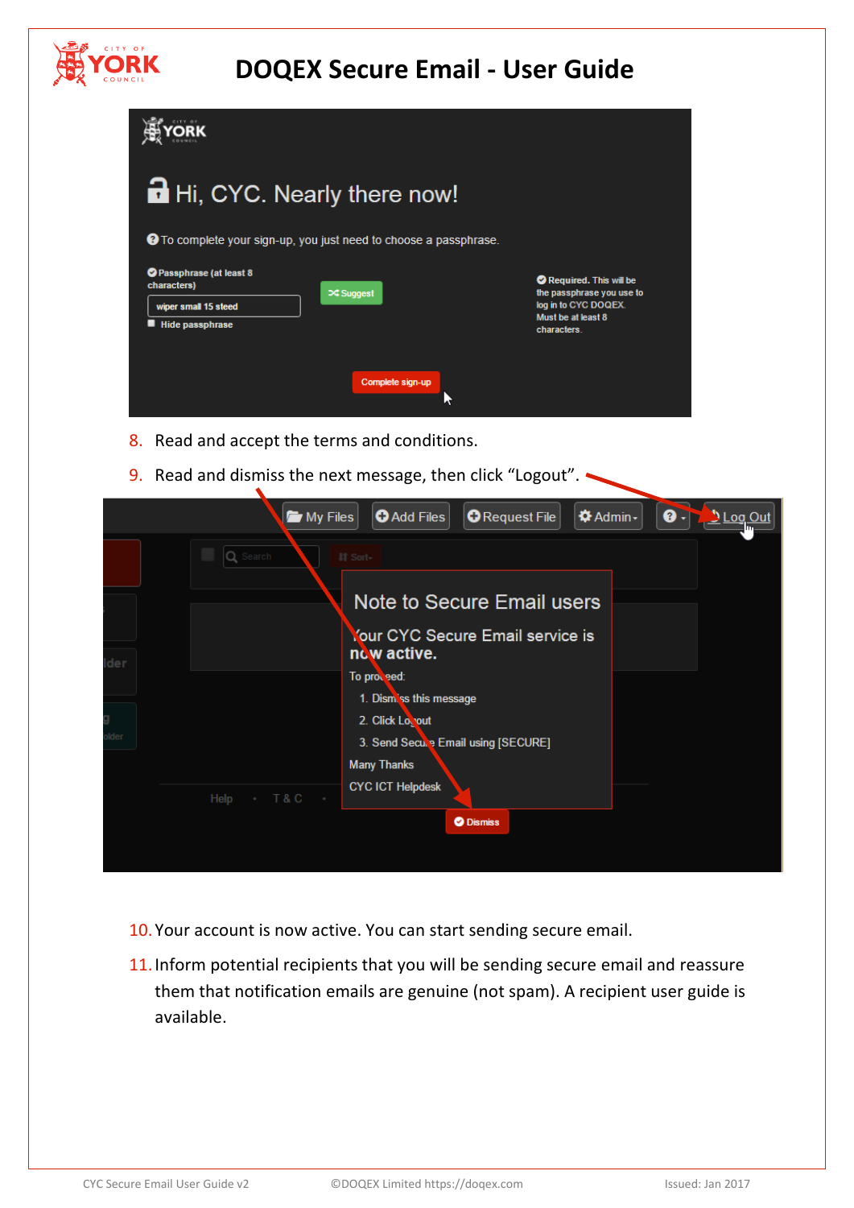8. Read and accept the terms and conditions.
9. Read and dismiss the next message, then click "Logout".

10. Your account is now active. You can start sending secure email.
11. Inform potential recipients that you will be sending secure email and reassure them that notification emails are genuine (not spam). A recipient user guide is available.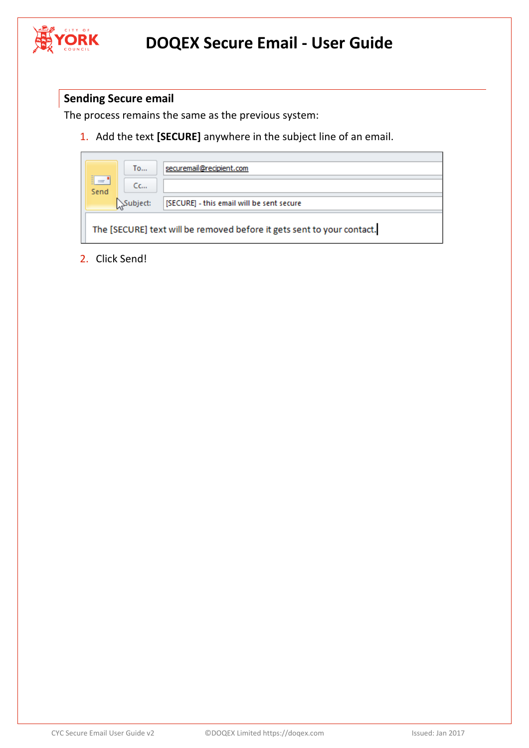## Sending Secure email

The process remains the same as the previous system:

1. Add the text **[SECURE]** anywhere in the subject line of an email.

2. Click Send!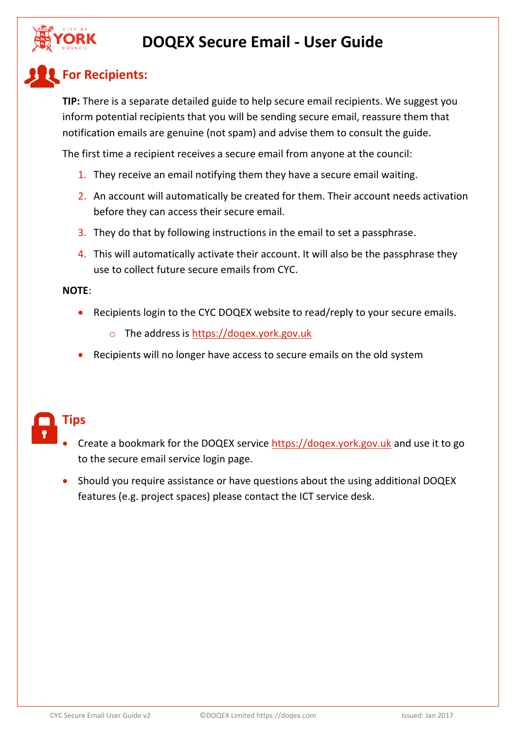# DOQEX Secure Email - User Guide

## For Recipients:

**TIP:** There is a separate detailed guide to help secure email recipients. We suggest you inform potential recipients that you will be sending secure email, reassure them that notification emails are genuine (not spam) and advise them to consult the guide.

The first time a recipient receives a secure email from anyone at the council:

1. They receive an email notifying them they have a secure email waiting.
2. An account will automatically be created for them. Their account needs activation before they can access their secure email.
3. They do that by following instructions in the email to set a passphrase.
4. This will automatically activate their account. It will also be the passphrase they use to collect future secure emails from CYC.

**NOTE**:

- Recipients login to the CYC DOQEX website to read/reply to your secure emails.
  - The address is https://doqex.york.gov.uk
- Recipients will no longer have access to secure emails on the old system

## Tips

- Create a bookmark for the DOQEX service https://doqex.york.gov.uk and use it to go to the secure email service login page.
- Should you require assistance or have questions about the using additional DOQEX features (e.g. project spaces) please contact the ICT service desk.